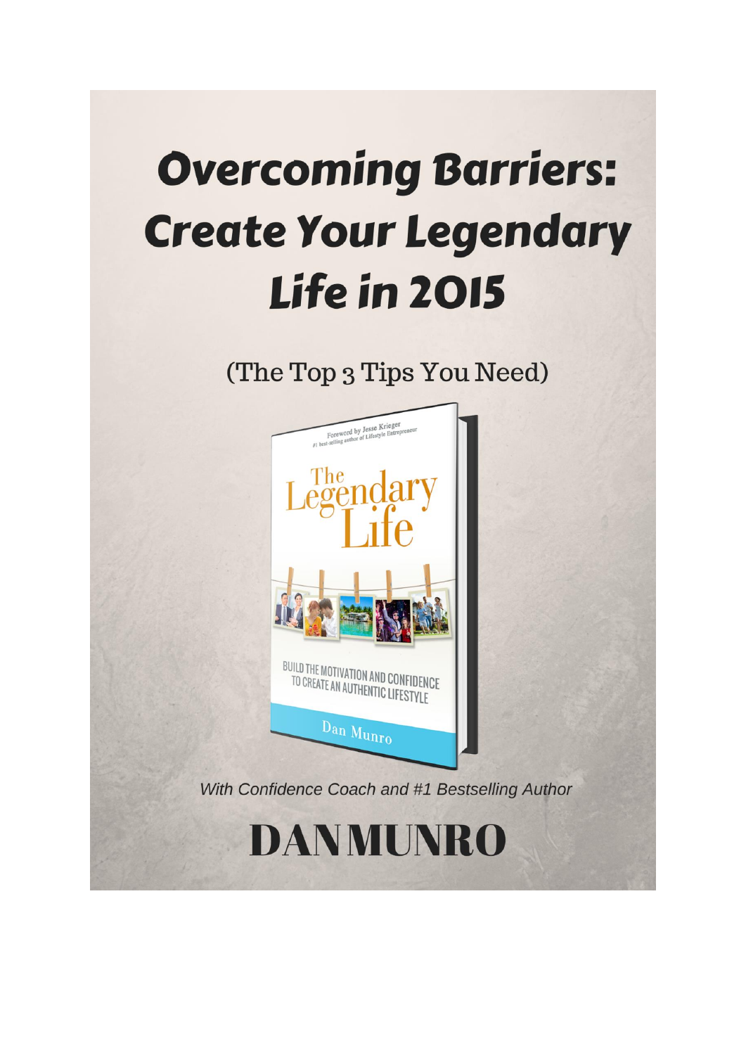# Overcoming Barriers: Create Your Legendary Life in 2015

(The Top 3 Tips You Need)

*With Confidence Coach and #1 Bestselling Author*

# DAN MUNRO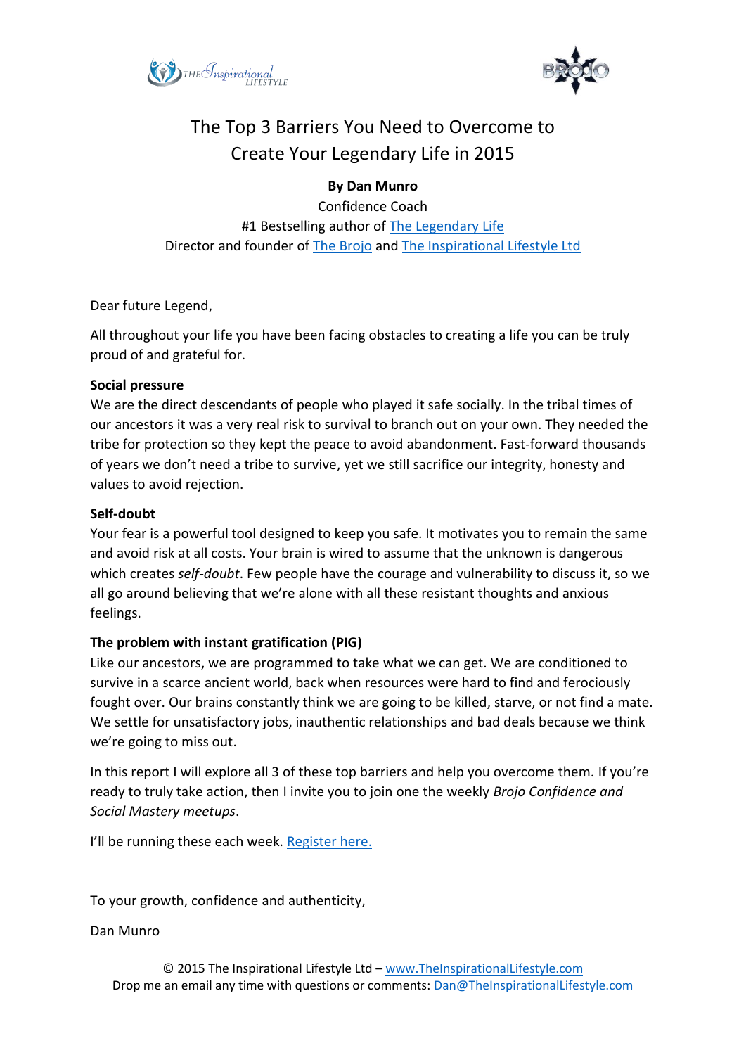# The Top 3 Barriers You Need to Overcome to Create Your Legendary Life in 2015

**By Dan Munro**

Confidence Coach

#1 Bestselling author of [The Legendary Life]

Director and founder of [The Brojo] and [The Inspirational Lifestyle Ltd]

Dear future Legend,

All throughout your life you have been facing obstacles to creating a life you can be truly proud of and grateful for.

**Social pressure**

We are the direct descendants of people who played it safe socially. In the tribal times of our ancestors it was a very real risk to survival to branch out on your own. They needed the tribe for protection so they kept the peace to avoid abandonment. Fast-forward thousands of years we don't need a tribe to survive, yet we still sacrifice our integrity, honesty and values to avoid rejection.

**Self-doubt**

Your fear is a powerful tool designed to keep you safe. It motivates you to remain the same and avoid risk at all costs. Your brain is wired to assume that the unknown is dangerous which creates *self-doubt*. Few people have the courage and vulnerability to discuss it, so we all go around believing that we're alone with all these resistant thoughts and anxious feelings.

**The problem with instant gratification (PIG)**

Like our ancestors, we are programmed to take what we can get. We are conditioned to survive in a scarce ancient world, back when resources were hard to find and ferociously fought over. Our brains constantly think we are going to be killed, starve, or not find a mate. We settle for unsatisfactory jobs, inauthentic relationships and bad deals because we think we're going to miss out.

In this report I will explore all 3 of these top barriers and help you overcome them. If you're ready to truly take action, then I invite you to join one the weekly *Brojo Confidence and Social Mastery meetups*.

I'll be running these each week. [Register here.]

To your growth, confidence and authenticity,

Dan Munro

© 2015 The Inspirational Lifestyle Ltd – www.TheInspirationalLifestyle.com

Drop me an email any time with questions or comments: Dan@TheInspirationalLifestyle.com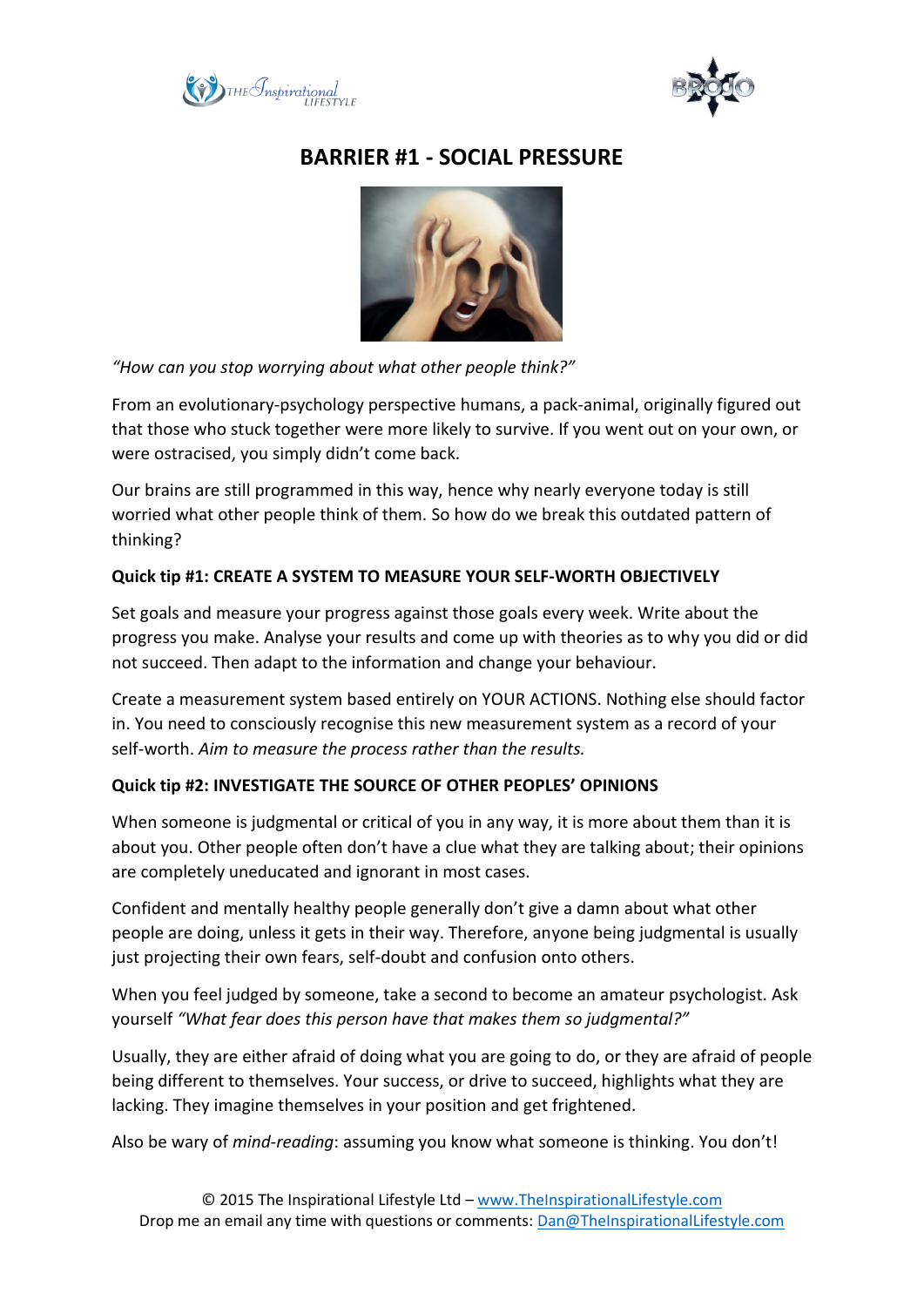# BARRIER #1 - SOCIAL PRESSURE

*"How can you stop worrying about what other people think?"*

From an evolutionary-psychology perspective humans, a pack-animal, originally figured out that those who stuck together were more likely to survive. If you went out on your own, or were ostracised, you simply didn't come back.

Our brains are still programmed in this way, hence why nearly everyone today is still worried what other people think of them. So how do we break this outdated pattern of thinking?

**Quick tip #1: CREATE A SYSTEM TO MEASURE YOUR SELF-WORTH OBJECTIVELY**

Set goals and measure your progress against those goals every week. Write about the progress you make. Analyse your results and come up with theories as to why you did or did not succeed. Then adapt to the information and change your behaviour.

Create a measurement system based entirely on YOUR ACTIONS. Nothing else should factor in. You need to consciously recognise this new measurement system as a record of your self-worth. *Aim to measure the process rather than the results.*

**Quick tip #2: INVESTIGATE THE SOURCE OF OTHER PEOPLES' OPINIONS**

When someone is judgmental or critical of you in any way, it is more about them than it is about you. Other people often don't have a clue what they are talking about; their opinions are completely uneducated and ignorant in most cases.

Confident and mentally healthy people generally don't give a damn about what other people are doing, unless it gets in their way. Therefore, anyone being judgmental is usually just projecting their own fears, self-doubt and confusion onto others.

When you feel judged by someone, take a second to become an amateur psychologist. Ask yourself *"What fear does this person have that makes them so judgmental?"*

Usually, they are either afraid of doing what you are going to do, or they are afraid of people being different to themselves. Your success, or drive to succeed, highlights what they are lacking. They imagine themselves in your position and get frightened.

Also be wary of *mind-reading*: assuming you know what someone is thinking. You don't!

© 2015 The Inspirational Lifestyle Ltd – www.TheInspirationalLifestyle.com
Drop me an email any time with questions or comments: Dan@TheInspirationalLifestyle.com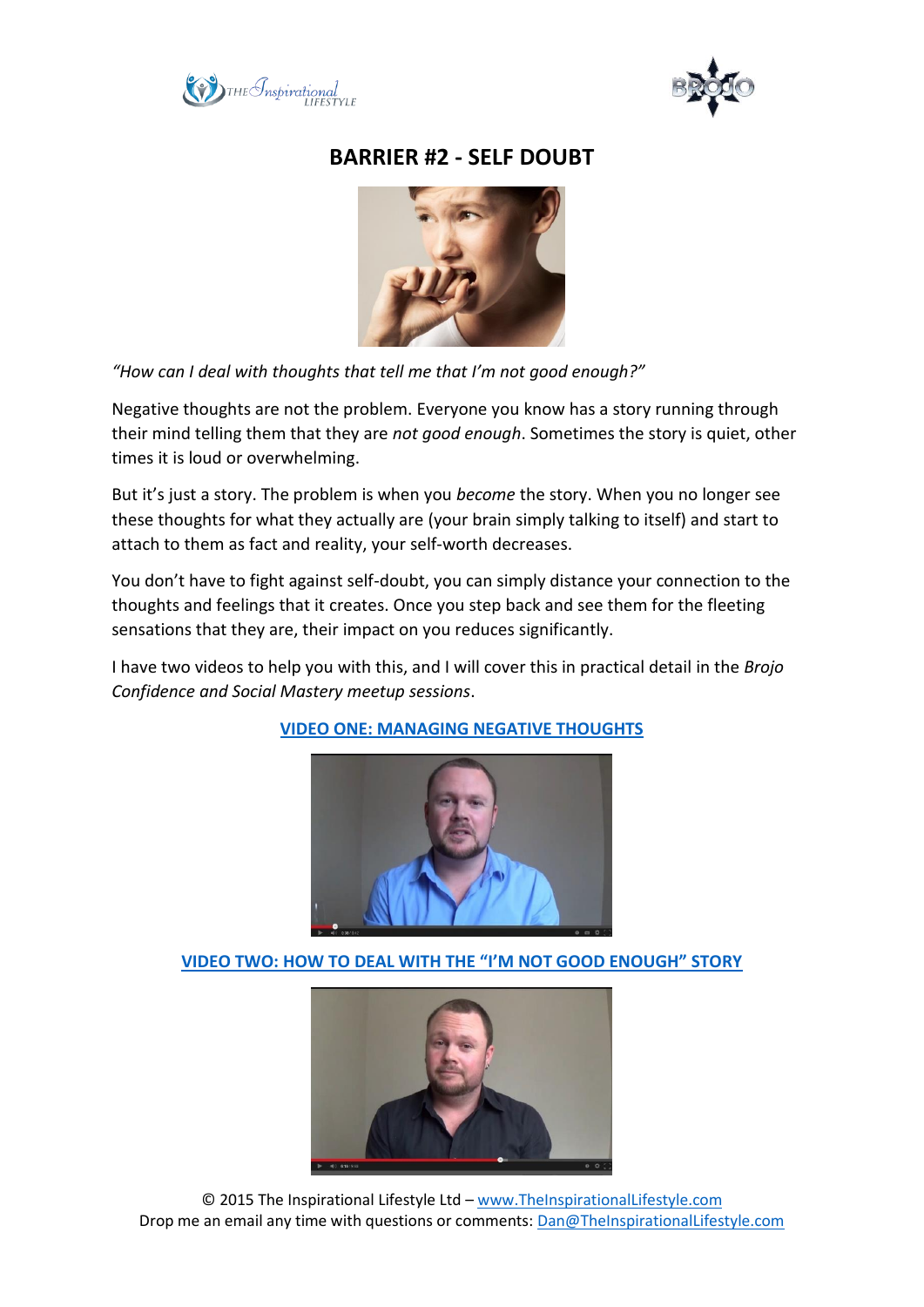# BARRIER #2 - SELF DOUBT

*"How can I deal with thoughts that tell me that I'm not good enough?"*

Negative thoughts are not the problem. Everyone you know has a story running through their mind telling them that they are *not good enough*. Sometimes the story is quiet, other times it is loud or overwhelming.

But it's just a story. The problem is when you *become* the story. When you no longer see these thoughts for what they actually are (your brain simply talking to itself) and start to attach to them as fact and reality, your self-worth decreases.

You don't have to fight against self-doubt, you can simply distance your connection to the thoughts and feelings that it creates. Once you step back and see them for the fleeting sensations that they are, their impact on you reduces significantly.

I have two videos to help you with this, and I will cover this in practical detail in the *Brojo Confidence and Social Mastery meetup sessions*.

**VIDEO ONE: MANAGING NEGATIVE THOUGHTS**

**VIDEO TWO: HOW TO DEAL WITH THE "I'M NOT GOOD ENOUGH" STORY**

© 2015 The Inspirational Lifestyle Ltd – www.TheInspirationalLifestyle.com
Drop me an email any time with questions or comments: Dan@TheInspirationalLifestyle.com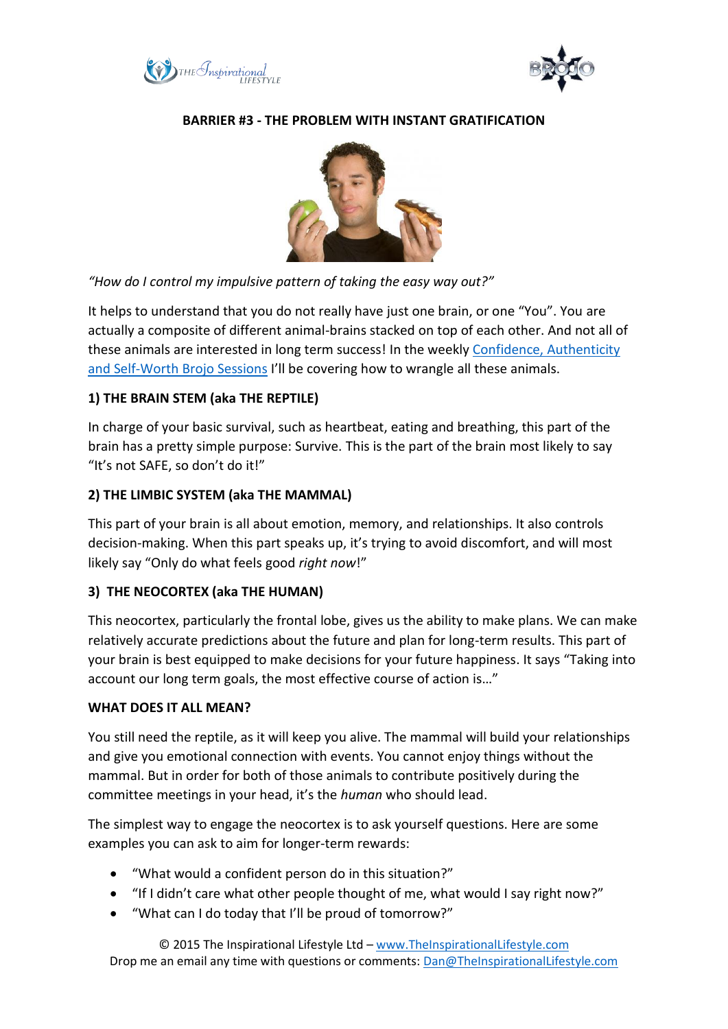## BARRIER #3 - THE PROBLEM WITH INSTANT GRATIFICATION

*"How do I control my impulsive pattern of taking the easy way out?"*

It helps to understand that you do not really have just one brain, or one "You". You are actually a composite of different animal-brains stacked on top of each other. And not all of these animals are interested in long term success! In the weekly [Confidence, Authenticity and Self-Worth Brojo Sessions] I'll be covering how to wrangle all these animals.

### 1) THE BRAIN STEM (aka THE REPTILE)

In charge of your basic survival, such as heartbeat, eating and breathing, this part of the brain has a pretty simple purpose: Survive. This is the part of the brain most likely to say "It's not SAFE, so don't do it!"

### 2) THE LIMBIC SYSTEM (aka THE MAMMAL)

This part of your brain is all about emotion, memory, and relationships. It also controls decision-making. When this part speaks up, it's trying to avoid discomfort, and will most likely say "Only do what feels good *right now*!"

### 3) THE NEOCORTEX (aka THE HUMAN)

This neocortex, particularly the frontal lobe, gives us the ability to make plans. We can make relatively accurate predictions about the future and plan for long-term results. This part of your brain is best equipped to make decisions for your future happiness. It says "Taking into account our long term goals, the most effective course of action is…"

### WHAT DOES IT ALL MEAN?

You still need the reptile, as it will keep you alive. The mammal will build your relationships and give you emotional connection with events. You cannot enjoy things without the mammal. But in order for both of those animals to contribute positively during the committee meetings in your head, it's the *human* who should lead.

The simplest way to engage the neocortex is to ask yourself questions. Here are some examples you can ask to aim for longer-term rewards:

- "What would a confident person do in this situation?"
- "If I didn't care what other people thought of me, what would I say right now?"
- "What can I do today that I'll be proud of tomorrow?"

© 2015 The Inspirational Lifestyle Ltd – www.TheInspirationalLifestyle.com
Drop me an email any time with questions or comments: Dan@TheInspirationalLifestyle.com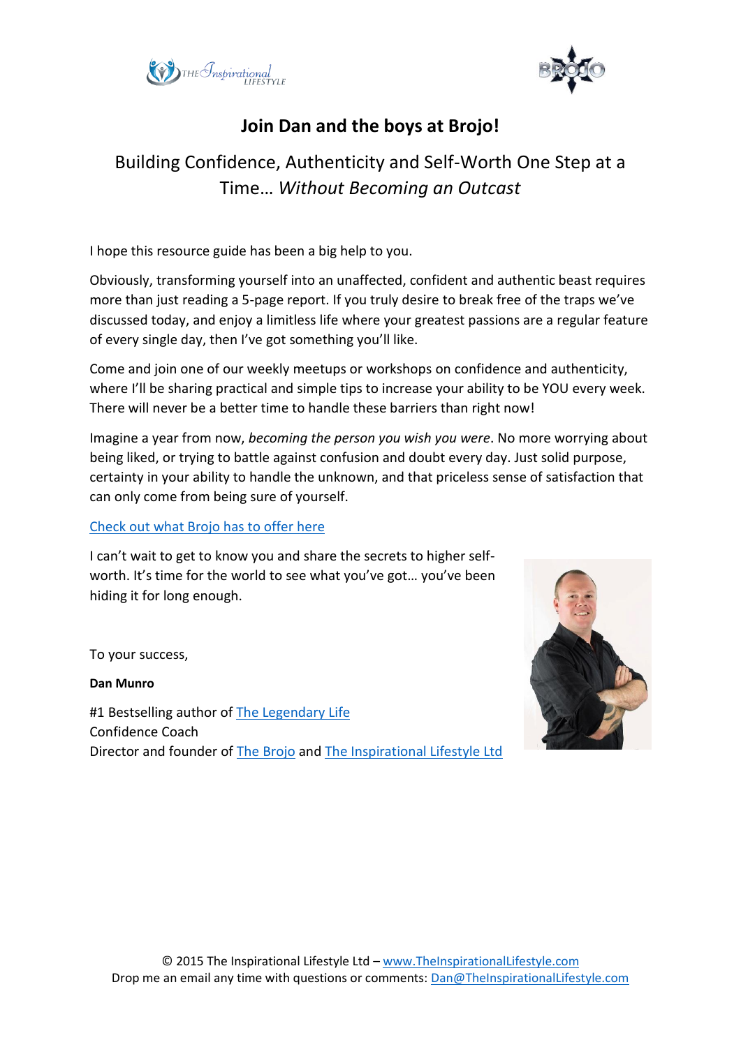# Join Dan and the boys at Brojo!

## Building Confidence, Authenticity and Self-Worth One Step at a Time… *Without Becoming an Outcast*

I hope this resource guide has been a big help to you.

Obviously, transforming yourself into an unaffected, confident and authentic beast requires more than just reading a 5-page report. If you truly desire to break free of the traps we've discussed today, and enjoy a limitless life where your greatest passions are a regular feature of every single day, then I've got something you'll like.

Come and join one of our weekly meetups or workshops on confidence and authenticity, where I'll be sharing practical and simple tips to increase your ability to be YOU every week. There will never be a better time to handle these barriers than right now!

Imagine a year from now, *becoming the person you wish you were*. No more worrying about being liked, or trying to battle against confusion and doubt every day. Just solid purpose, certainty in your ability to handle the unknown, and that priceless sense of satisfaction that can only come from being sure of yourself.

Check out what Brojo has to offer here

I can't wait to get to know you and share the secrets to higher self-worth. It's time for the world to see what you've got… you've been hiding it for long enough.

To your success,

**Dan Munro**

#1 Bestselling author of The Legendary Life
Confidence Coach
Director and founder of The Brojo and The Inspirational Lifestyle Ltd

© 2015 The Inspirational Lifestyle Ltd – www.TheInspirationalLifestyle.com
Drop me an email any time with questions or comments: Dan@TheInspirationalLifestyle.com